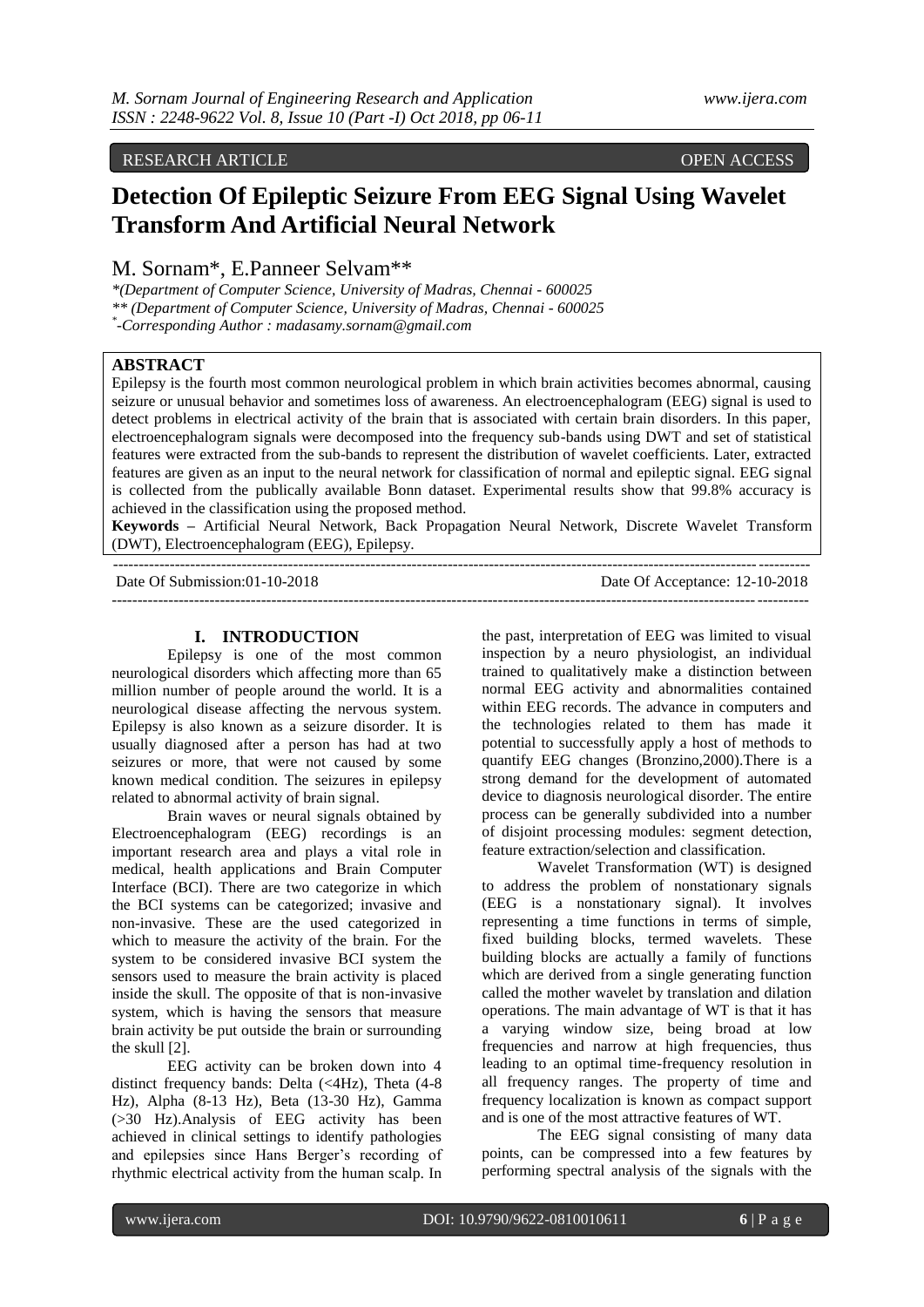RESEARCH ARTICLE OPEN ACCESS

# Detection Of Epileptic Seizure From EEG Signal Using Wavelet Transform And Artificial Neural Network

M. Sornam*, E.Panneer Selvam**

*(Department of Computer Science, University of Madras, Chennai - 600025

** (Department of Computer Science, University of Madras, Chennai - 600025

*-Corresponding Author : madasamy.sornam@gmail.com

## ABSTRACT

Epilepsy is the fourth most common neurological problem in which brain activities becomes abnormal, causing seizure or unusual behavior and sometimes loss of awareness. An electroencephalogram (EEG) signal is used to detect problems in electrical activity of the brain that is associated with certain brain disorders. In this paper, electroencephalogram signals were decomposed into the frequency sub-bands using DWT and set of statistical features were extracted from the sub-bands to represent the distribution of wavelet coefficients. Later, extracted features are given as an input to the neural network for classification of normal and epileptic signal. EEG signal is collected from the publically available Bonn dataset. Experimental results show that 99.8% accuracy is achieved in the classification using the proposed method.

**Keywords –** Artificial Neural Network, Back Propagation Neural Network, Discrete Wavelet Transform (DWT), Electroencephalogram (EEG), Epilepsy.

Date Of Submission:01-10-2018 Date Of Acceptance: 12-10-2018

## I. INTRODUCTION

Epilepsy is one of the most common neurological disorders which affecting more than 65 million number of people around the world. It is a neurological disease affecting the nervous system. Epilepsy is also known as a seizure disorder. It is usually diagnosed after a person has had at two seizures or more, that were not caused by some known medical condition. The seizures in epilepsy related to abnormal activity of brain signal.

Brain waves or neural signals obtained by Electroencephalogram (EEG) recordings is an important research area and plays a vital role in medical, health applications and Brain Computer Interface (BCI). There are two categorize in which the BCI systems can be categorized; invasive and non-invasive. These are the used categorized in which to measure the activity of the brain. For the system to be considered invasive BCI system the sensors used to measure the brain activity is placed inside the skull. The opposite of that is non-invasive system, which is having the sensors that measure brain activity be put outside the brain or surrounding the skull [2].

EEG activity can be broken down into 4 distinct frequency bands: Delta (<4Hz), Theta (4-8 Hz), Alpha (8-13 Hz), Beta (13-30 Hz), Gamma (>30 Hz).Analysis of EEG activity has been achieved in clinical settings to identify pathologies and epilepsies since Hans Berger's recording of rhythmic electrical activity from the human scalp. In the past, interpretation of EEG was limited to visual inspection by a neuro physiologist, an individual trained to qualitatively make a distinction between normal EEG activity and abnormalities contained within EEG records. The advance in computers and the technologies related to them has made it potential to successfully apply a host of methods to quantify EEG changes (Bronzino,2000).There is a strong demand for the development of automated device to diagnosis neurological disorder. The entire process can be generally subdivided into a number of disjoint processing modules: segment detection, feature extraction/selection and classification.

Wavelet Transformation (WT) is designed to address the problem of nonstationary signals (EEG is a nonstationary signal). It involves representing a time functions in terms of simple, fixed building blocks, termed wavelets. These building blocks are actually a family of functions which are derived from a single generating function called the mother wavelet by translation and dilation operations. The main advantage of WT is that it has a varying window size, being broad at low frequencies and narrow at high frequencies, thus leading to an optimal time-frequency resolution in all frequency ranges. The property of time and frequency localization is known as compact support and is one of the most attractive features of WT.

The EEG signal consisting of many data points, can be compressed into a few features by performing spectral analysis of the signals with the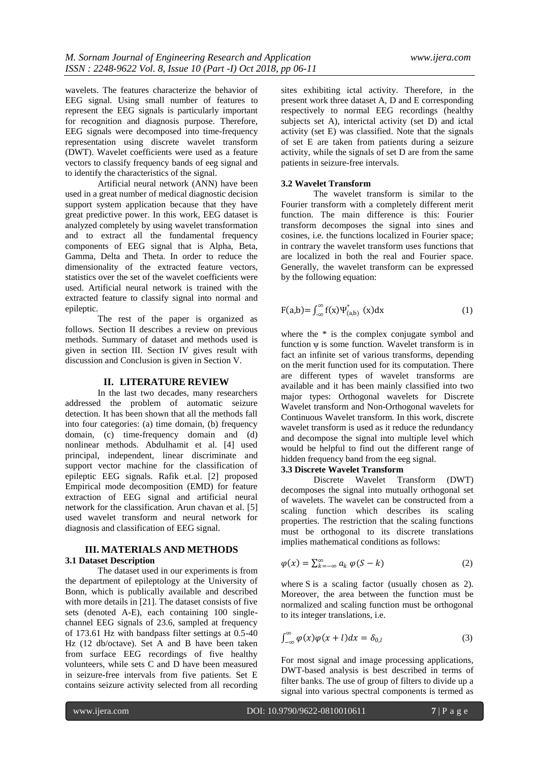wavelets. The features characterize the behavior of EEG signal. Using small number of features to represent the EEG signals is particularly important for recognition and diagnosis purpose. Therefore, EEG signals were decomposed into time-frequency representation using discrete wavelet transform (DWT). Wavelet coefficients were used as a feature vectors to classify frequency bands of eeg signal and to identify the characteristics of the signal.

Artificial neural network (ANN) have been used in a great number of medical diagnostic decision support system application because that they have great predictive power. In this work, EEG dataset is analyzed completely by using wavelet transformation and to extract all the fundamental frequency components of EEG signal that is Alpha, Beta, Gamma, Delta and Theta. In order to reduce the dimensionality of the extracted feature vectors, statistics over the set of the wavelet coefficients were used. Artificial neural network is trained with the extracted feature to classify signal into normal and epileptic.

The rest of the paper is organized as follows. Section II describes a review on previous methods. Summary of dataset and methods used is given in section III. Section IV gives result with discussion and Conclusion is given in Section V.

## II. LITERATURE REVIEW

In the last two decades, many researchers addressed the problem of automatic seizure detection. It has been shown that all the methods fall into four categories: (a) time domain, (b) frequency domain, (c) time-frequency domain and (d) nonlinear methods. Abdulhamit et al. [4] used principal, independent, linear discriminate and support vector machine for the classification of epileptic EEG signals. Rafik et.al. [2] proposed Empirical mode decomposition (EMD) for feature extraction of EEG signal and artificial neural network for the classification. Arun chavan et al. [5] used wavelet transform and neural network for diagnosis and classification of EEG signal.

## III. MATERIALS AND METHODS

### 3.1 Dataset Description

The dataset used in our experiments is from the department of epileptology at the University of Bonn, which is publically available and described with more details in [21]. The dataset consists of five sets (denoted A-E), each containing 100 single-channel EEG signals of 23.6, sampled at frequency of 173.61 Hz with bandpass filter settings at 0.5-40 Hz (12 db/octave). Set A and B have been taken from surface EEG recordings of five healthy volunteers, while sets C and D have been measured in seizure-free intervals from five patients. Set E contains seizure activity selected from all recording sites exhibiting ictal activity. Therefore, in the present work three dataset A, D and E corresponding respectively to normal EEG recordings (healthy subjects set A), interictal activity (set D) and ictal activity (set E) was classified. Note that the signals of set E are taken from patients during a seizure activity, while the signals of set D are from the same patients in seizure-free intervals.

### 3.2 Wavelet Transform

The wavelet transform is similar to the Fourier transform with a completely different merit function. The main difference is this: Fourier transform decomposes the signal into sines and cosines, i.e. the functions localized in Fourier space; in contrary the wavelet transform uses functions that are localized in both the real and Fourier space. Generally, the wavelet transform can be expressed by the following equation:

$$F(a,b)=\int_{-\infty}^{\infty} f(x)\Psi_{(a,b)}^{*}(x)dx \tag{1}$$

where the * is the complex conjugate symbol and function $\psi$ is some function. Wavelet transform is in fact an infinite set of various transforms, depending on the merit function used for its computation. There are different types of wavelet transforms are available and it has been mainly classified into two major types: Orthogonal wavelets for Discrete Wavelet transform and Non-Orthogonal wavelets for Continuous Wavelet transform. In this work, discrete wavelet transform is used as it reduce the redundancy and decompose the signal into multiple level which would be helpful to find out the different range of hidden frequency band from the eeg signal.

### 3.3 Discrete Wavelet Transform

Discrete Wavelet Transform (DWT) decomposes the signal into mutually orthogonal set of wavelets. The wavelet can be constructed from a scaling function which describes its scaling properties. The restriction that the scaling functions must be orthogonal to its discrete translations implies mathematical conditions as follows:

$$\varphi(x) = \sum_{k=-\infty}^{\infty} a_k\, \varphi(S-k) \tag{2}$$

where S is a scaling factor (usually chosen as 2). Moreover, the area between the function must be normalized and scaling function must be orthogonal to its integer translations, i.e.

$$\int_{-\infty}^{\infty} \varphi(x)\varphi(x+l)dx = \delta_{0,l} \tag{3}$$

For most signal and image processing applications, DWT-based analysis is best described in terms of filter banks. The use of group of filters to divide up a signal into various spectral components is termed as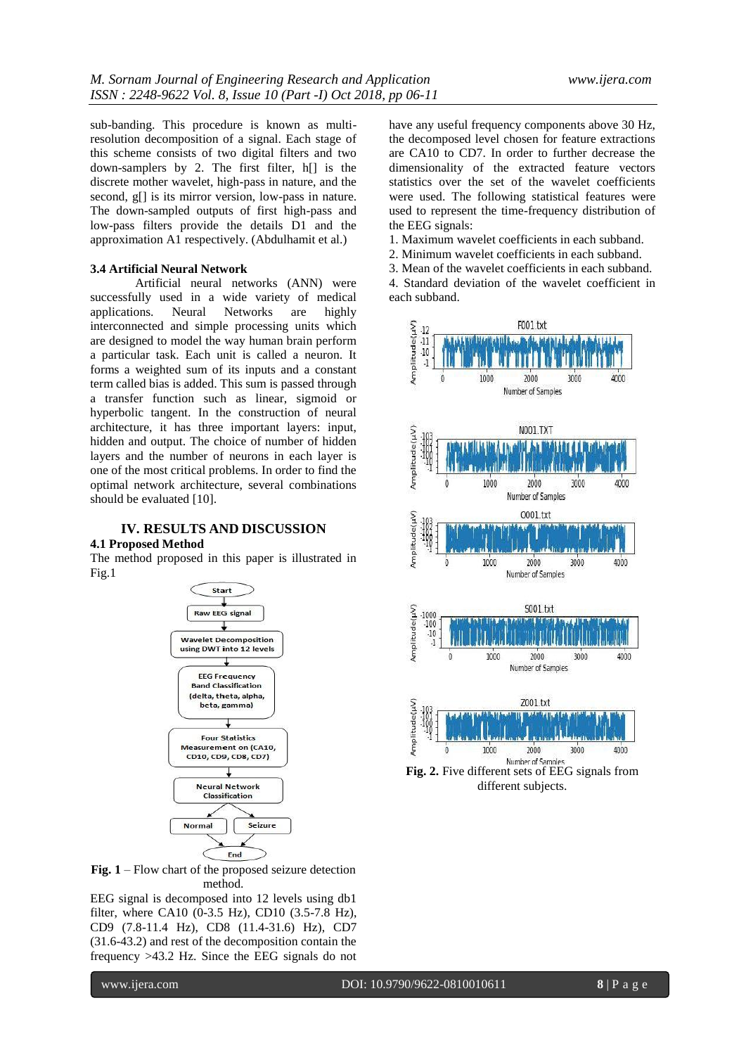sub-banding. This procedure is known as multi-resolution decomposition of a signal. Each stage of this scheme consists of two digital filters and two down-samplers by 2. The first filter, h[] is the discrete mother wavelet, high-pass in nature, and the second, g[] is its mirror version, low-pass in nature. The down-sampled outputs of first high-pass and low-pass filters provide the details D1 and the approximation A1 respectively. (Abdulhamit et al.)

### 3.4 Artificial Neural Network

Artificial neural networks (ANN) were successfully used in a wide variety of medical applications. Neural Networks are highly interconnected and simple processing units which are designed to model the way human brain perform a particular task. Each unit is called a neuron. It forms a weighted sum of its inputs and a constant term called bias is added. This sum is passed through a transfer function such as linear, sigmoid or hyperbolic tangent. In the construction of neural architecture, it has three important layers: input, hidden and output. The choice of number of hidden layers and the number of neurons in each layer is one of the most critical problems. In order to find the optimal network architecture, several combinations should be evaluated [10].

## IV. RESULTS AND DISCUSSION

### 4.1 Proposed Method

The method proposed in this paper is illustrated in Fig.1

Start → Raw EEG signal → Wavelet Decomposition using DWT into 12 levels → EEG Frequency Band Classification (delta, theta, alpha, beta, gamma) → Four Statistics Measurement on (CA10, CD10, CD9, CD8, CD7) → Neural Network Classification → Normal / Seizure → End

**Fig. 1** – Flow chart of the proposed seizure detection method.

EEG signal is decomposed into 12 levels using db1 filter, where CA10 (0-3.5 Hz), CD10 (3.5-7.8 Hz), CD9 (7.8-11.4 Hz), CD8 (11.4-31.6) Hz), CD7 (31.6-43.2) and rest of the decomposition contain the frequency >43.2 Hz. Since the EEG signals do not have any useful frequency components above 30 Hz, the decomposed level chosen for feature extractions are CA10 to CD7. In order to further decrease the dimensionality of the extracted feature vectors statistics over the set of the wavelet coefficients were used. The following statistical features were used to represent the time-frequency distribution of the EEG signals:

1. Maximum wavelet coefficients in each subband.
2. Minimum wavelet coefficients in each subband.
3. Mean of the wavelet coefficients in each subband.
4. Standard deviation of the wavelet coefficient in each subband.

**Fig. 2.** Five different sets of EEG signals from different subjects.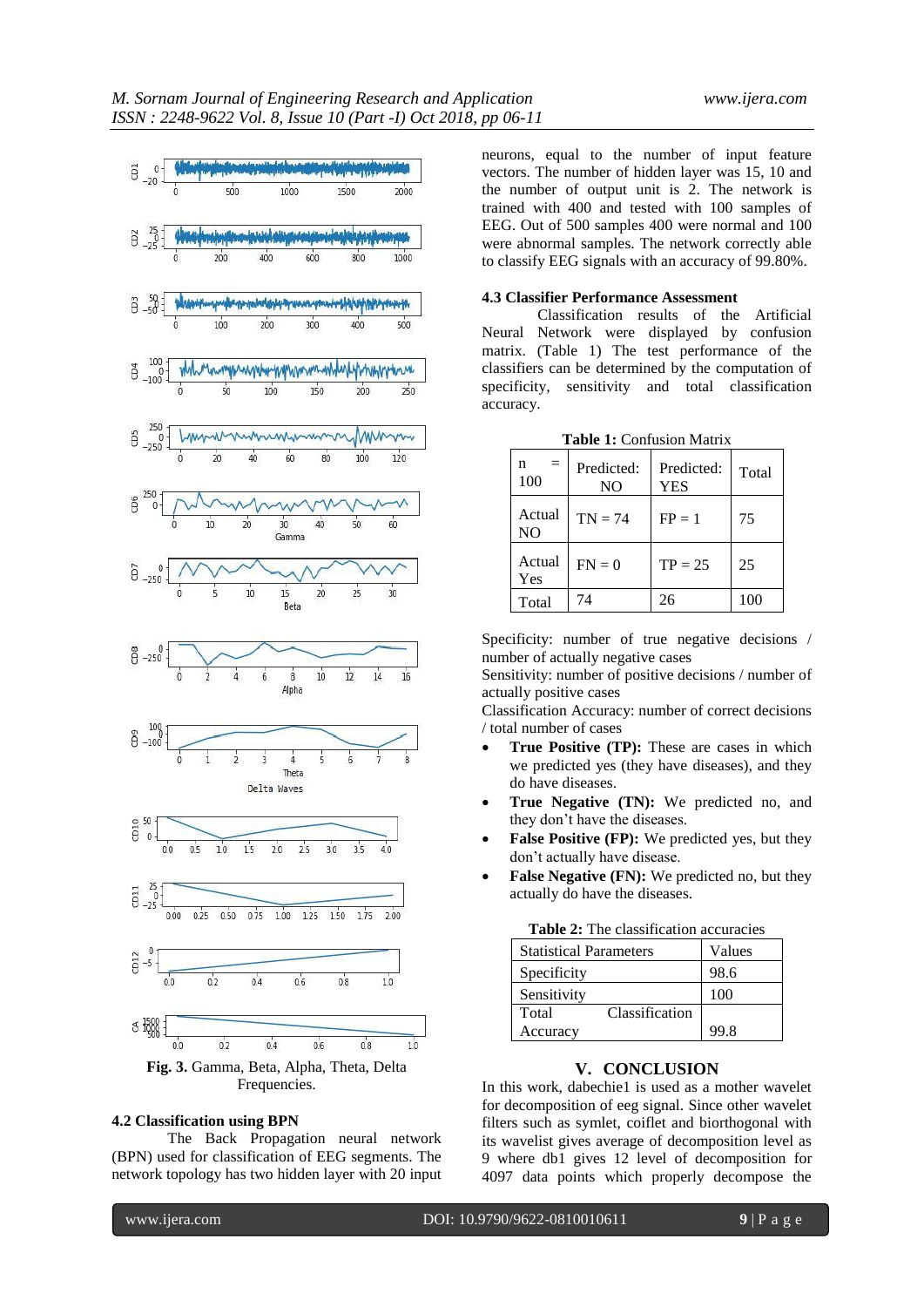Fig. 3. Gamma, Beta, Alpha, Theta, Delta Frequencies.

### 4.2 Classification using BPN

The Back Propagation neural network (BPN) used for classification of EEG segments. The network topology has two hidden layer with 20 input neurons, equal to the number of input feature vectors. The number of hidden layer was 15, 10 and the number of output unit is 2. The network is trained with 400 and tested with 100 samples of EEG. Out of 500 samples 400 were normal and 100 were abnormal samples. The network correctly able to classify EEG signals with an accuracy of 99.80%.

### 4.3 Classifier Performance Assessment

Classification results of the Artificial Neural Network were displayed by confusion matrix. (Table 1) The test performance of the classifiers can be determined by the computation of specificity, sensitivity and total classification accuracy.

**Table 1:** Confusion Matrix

| n = 100 | Predicted: NO | Predicted: YES | Total |
|---|---|---|---|
| Actual NO | TN = 74 | FP = 1 | 75 |
| Actual Yes | FN = 0 | TP = 25 | 25 |
| Total | 74 | 26 | 100 |

Specificity: number of true negative decisions / number of actually negative cases

Sensitivity: number of positive decisions / number of actually positive cases

Classification Accuracy: number of correct decisions / total number of cases

- **True Positive (TP):** These are cases in which we predicted yes (they have diseases), and they do have diseases.
- **True Negative (TN):** We predicted no, and they don't have the diseases.
- **False Positive (FP):** We predicted yes, but they don't actually have disease.
- **False Negative (FN):** We predicted no, but they actually do have the diseases.

**Table 2:** The classification accuracies

| Statistical Parameters | Values |
|---|---|
| Specificity | 98.6 |
| Sensitivity | 100 |
| Total Classification Accuracy | 99.8 |

## V. CONCLUSION

In this work, dabechie1 is used as a mother wavelet for decomposition of eeg signal. Since other wavelet filters such as symlet, coiflet and biorthogonal with its wavelist gives average of decomposition level as 9 where db1 gives 12 level of decomposition for 4097 data points which properly decompose the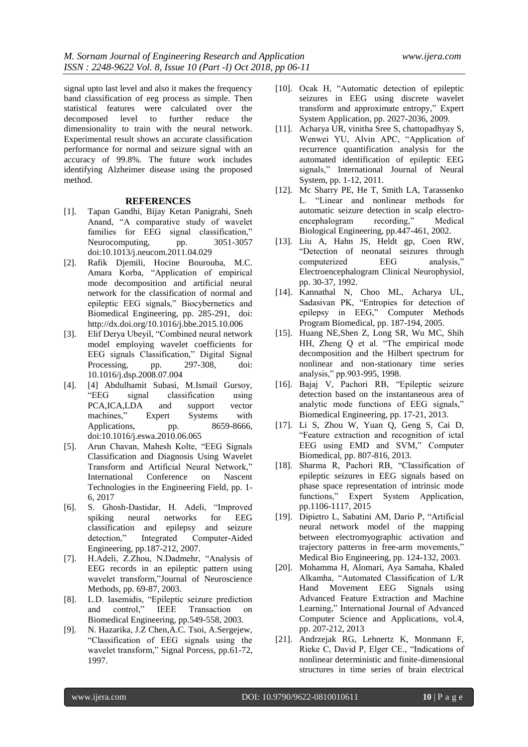signal upto last level and also it makes the frequency band classification of eeg process as simple. Then statistical features were calculated over the decomposed level to further reduce the dimensionality to train with the neural network. Experimental result shows an accurate classification performance for normal and seizure signal with an accuracy of 99.8%. The future work includes identifying Alzheimer disease using the proposed method.

## REFERENCES

[1]. Tapan Gandhi, Bijay Ketan Panigrahi, Sneh Anand, "A comparative study of wavelet families for EEG signal classification," Neurocomputing, pp. 3051-3057 doi:10.1013/j.neucom.2011.04.029

[2]. Rafik Djemili, Hocine Bourouba, M.C. Amara Korba, "Application of empirical mode decomposition and artificial neural network for the classification of normal and epileptic EEG signals," Biocybernetics and Biomedical Engineering, pp. 285-291, doi: http://dx.doi.org/10.1016/j.bbe.2015.10.006

[3]. Elif Derya Ubeyil, "Combined neural network model employing wavelet coefficients for EEG signals Classification," Digital Signal Processing, pp. 297-308, doi: 10.1016/j.dsp.2008.07.004

[4]. [4] Abdulhamit Subasi, M.Ismail Gursoy, "EEG signal classification using PCA,ICA,LDA and support vector machines," Expert Systems with Applications, pp. 8659-8666, doi:10.1016/j.eswa.2010.06.065

[5]. Arun Chavan, Mahesh Kolte, "EEG Signals Classification and Diagnosis Using Wavelet Transform and Artificial Neural Network," International Conference on Nascent Technologies in the Engineering Field, pp. 1-6, 2017

[6]. S. Ghosh-Dastidar, H. Adeli, "Improved spiking neural networks for EEG classification and epilepsy and seizure detection," Integrated Computer-Aided Engineering, pp.187-212, 2007.

[7]. H.Adeli, Z.Zhou, N.Dadmehr, "Analysis of EEG records in an epileptic pattern using wavelet transform,"Journal of Neuroscience Methods, pp. 69-87, 2003.

[8]. L.D. Iasemidis, "Epileptic seizure prediction and control," IEEE Transaction on Biomedical Engineering, pp.549-558, 2003.

[9]. N. Hazarika, J.Z Chen,A.C. Tsoi, A.Sergejew, "Classification of EEG signals using the wavelet transform," Signal Porcess, pp.61-72, 1997.

[10]. Ocak H, "Automatic detection of epileptic seizures in EEG using discrete wavelet transform and approximate entropy," Expert System Application, pp. 2027-2036, 2009.

[11]. Acharya UR, vinitha Sree S, chattopadhyay S, Wenwei YU, Alvin APC, "Application of recurrence quantification analysis for the automated identification of epileptic EEG signals," International Journal of Neural System, pp. 1-12, 2011.

[12]. Mc Sharry PE, He T, Smith LA, Tarassenko L. "Linear and nonlinear methods for automatic seizure detection in scalp electro-encephalogram recording," Medical Biological Engineering, pp.447-461, 2002.

[13]. Liu A, Hahn JS, Heldt gp, Coen RW, "Detection of neonatal seizures through computerized EEG analysis," Electroencephalogram Clinical Neurophysiol, pp. 30-37, 1992.

[14]. Kannathal N, Choo ML, Acharya UL, Sadasivan PK, "Entropies for detection of epilepsy in EEG," Computer Methods Program Biomedical, pp. 187-194, 2005.

[15]. Huang NE,Shen Z, Long SR, Wu MC, Shih HH, Zheng Q et al. "The empirical mode decomposition and the Hilbert spectrum for nonlinear and non-stationary time series analysis," pp.903-995, 1998.

[16]. Bajaj V, Pachori RB, "Epileptic seizure detection based on the instantaneous area of analytic mode functions of EEG signals," Biomedical Engineering, pp. 17-21, 2013.

[17]. Li S, Zhou W, Yuan Q, Geng S, Cai D, "Feature extraction and recognition of ictal EEG using EMD and SVM," Computer Biomedical, pp. 807-816, 2013.

[18]. Sharma R, Pachori RB, "Classification of epileptic seizures in EEG signals based on phase space representation of intrinsic mode functions," Expert System Application, pp.1106-1117, 2015

[19]. Dipietro L, Sabatini AM, Dario P, "Artificial neural network model of the mapping between electromyographic activation and trajectory patterns in free-arm movements," Medical Bio Engineering, pp. 124-132, 2003.

[20]. Mohamma H, Alomari, Aya Samaha, Khaled Alkamha, "Automated Classification of L/R Hand Movement EEG Signals using Advanced Feature Extraction and Machine Learning," International Journal of Advanced Computer Science and Applications, vol.4, pp. 207-212, 2013

[21]. Andrzejak RG, Lehnertz K, Monmann F, Rieke C, David P, Elger CE., "Indications of nonlinear deterministic and finite-dimensional structures in time series of brain electrical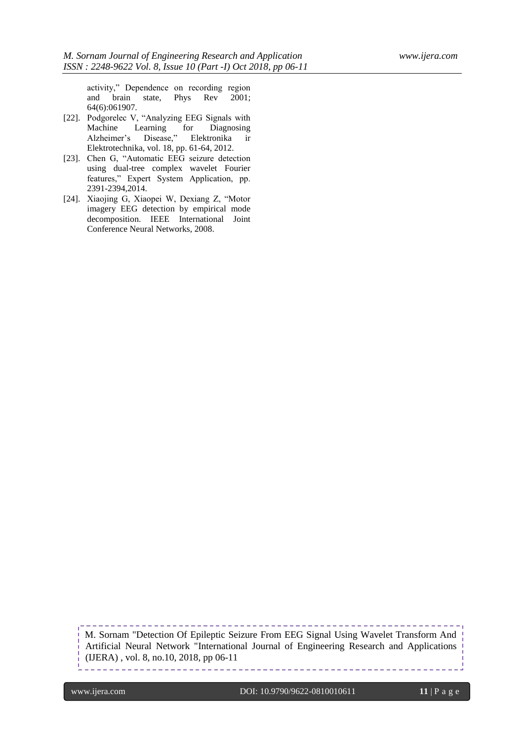activity," Dependence on recording region and brain state, Phys Rev 2001; 64(6):061907.

[22]. Podgorelec V, "Analyzing EEG Signals with Machine Learning for Diagnosing Alzheimer's Disease," Elektronika ir Elektrotechnika, vol. 18, pp. 61-64, 2012.

[23]. Chen G, "Automatic EEG seizure detection using dual-tree complex wavelet Fourier features," Expert System Application, pp. 2391-2394,2014.

[24]. Xiaojing G, Xiaopei W, Dexiang Z, "Motor imagery EEG detection by empirical mode decomposition. IEEE International Joint Conference Neural Networks, 2008.

M. Sornam "Detection Of Epileptic Seizure From EEG Signal Using Wavelet Transform And Artificial Neural Network "International Journal of Engineering Research and Applications (IJERA) , vol. 8, no.10, 2018, pp 06-11